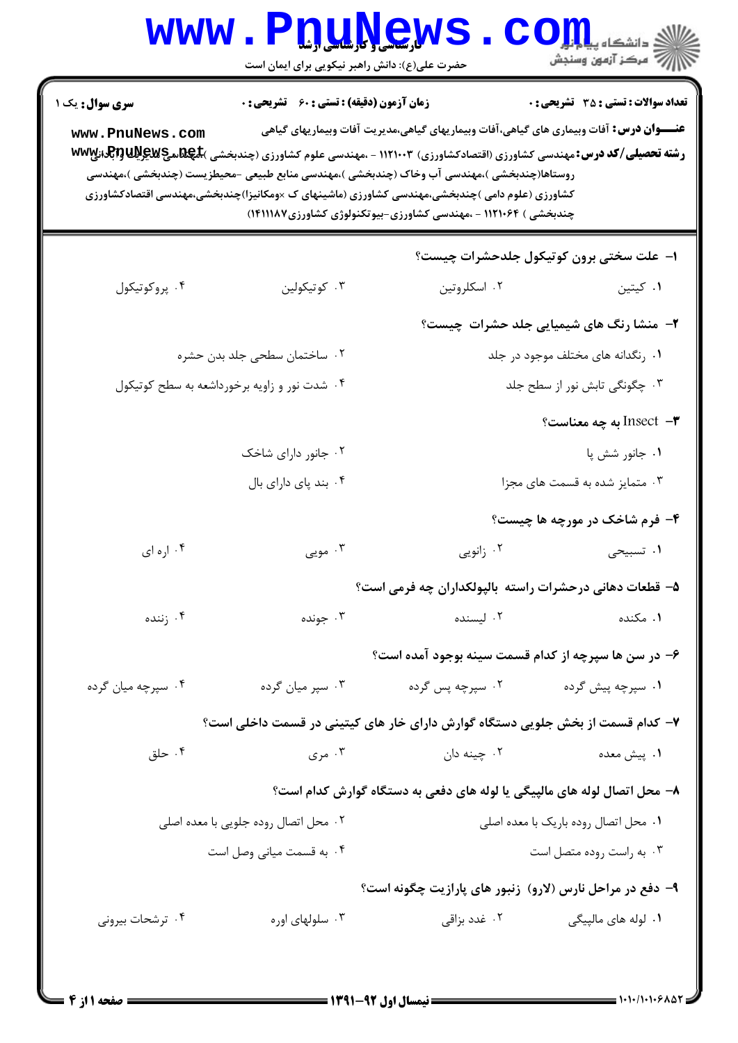**سری سوال:** یک ۱

**زمان آزمون (دقیقه) : تستی : ۶۰ تشریحی : ۰**

**تعداد سوالات : تستی : ۳۵ تشریحی : ۰**

**عنـــوان درس:** آفات وبیماری های گیاهی،آفات وبیماریهای گیاهی،مدیریت آفات وبیماریهای گیاهی

**رشته تحصیلی/کد درس:** مهندسی کشاورزی (اقتصادکشاورزی) ۱۱۲۱۰۰۳ - ،مهندسی علوم کشاورزی (چندبخشی )،مهندسی ترویج وآبادانی روستاها(چندبخشی )،مهندسی آب وخاک (چندبخشی )،مهندسی منابع طبیعی -محیطزیست (چندبخشی )،مهندسی کشاورزی (علوم دامی )چندبخشی،مهندسی کشاورزی (ماشینهای ک ×ومکانیزا)چندبخشی،مهندسی اقتصادکشاورزی چندبخشی ) ۱۱۲۱۰۶۴ - ،مهندسی کشاورزی-بیوتکنولوژی کشاورزی۱۴۱۱۱۸۷)

۱- علت سختی برون کوتیکول جلدحشرات چیست؟

۱. کیتین
۲. اسکلروتین
۳. کوتیکولین
۴. پروکوتیکول

۲- منشا رنگ های شیمیایی جلد حشرات چیست؟

۱. رنگدانه های مختلف موجود در جلد
۲. ساختمان سطحی جلد بدن حشره
۳. چگونگی تابش نور از سطح جلد
۴. شدت نور و زاویه برخورداشعه به سطح کوتیکول

۳- Insect به چه معناست؟

۱. جانور شش پا
۲. جانور دارای شاخک
۳. متمایز شده به قسمت های مجزا
۴. بند پای دارای بال

۴- فرم شاخک در مورچه ها چیست؟

۱. تسبیحی
۲. زانویی
۳. مویی
۴. اره ای

۵- قطعات دهانی درحشرات راسته بالپولکداران چه فرمی است؟

۱. مکنده
۲. لیسنده
۳. جونده
۴. زننده

۶- در سن ها سپرچه از کدام قسمت سینه بوجود آمده است؟

۱. سپرچه پیش گرده
۲. سپرچه پس گرده
۳. سپر میان گرده
۴. سپرچه میان گرده

۷- کدام قسمت از بخش جلویی دستگاه گوارش دارای خار های کیتینی در قسمت داخلی است؟

۱. پیش معده
۲. چینه دان
۳. مری
۴. حلق

۸- محل اتصال لوله های مالپیگی یا لوله های دفعی به دستگاه گوارش کدام است؟

۱. محل اتصال روده باریک با معده اصلی
۲. محل اتصال روده جلویی با معده اصلی
۳. به راست روده متصل است
۴. به قسمت میانی وصل است

۹- دفع در مراحل نارس (لارو) زنبور های پارازیت چگونه است؟

۱. لوله های مالپیگی
۲. غدد بزاقی
۳. سلولهای اوره
۴. ترشحات بیرونی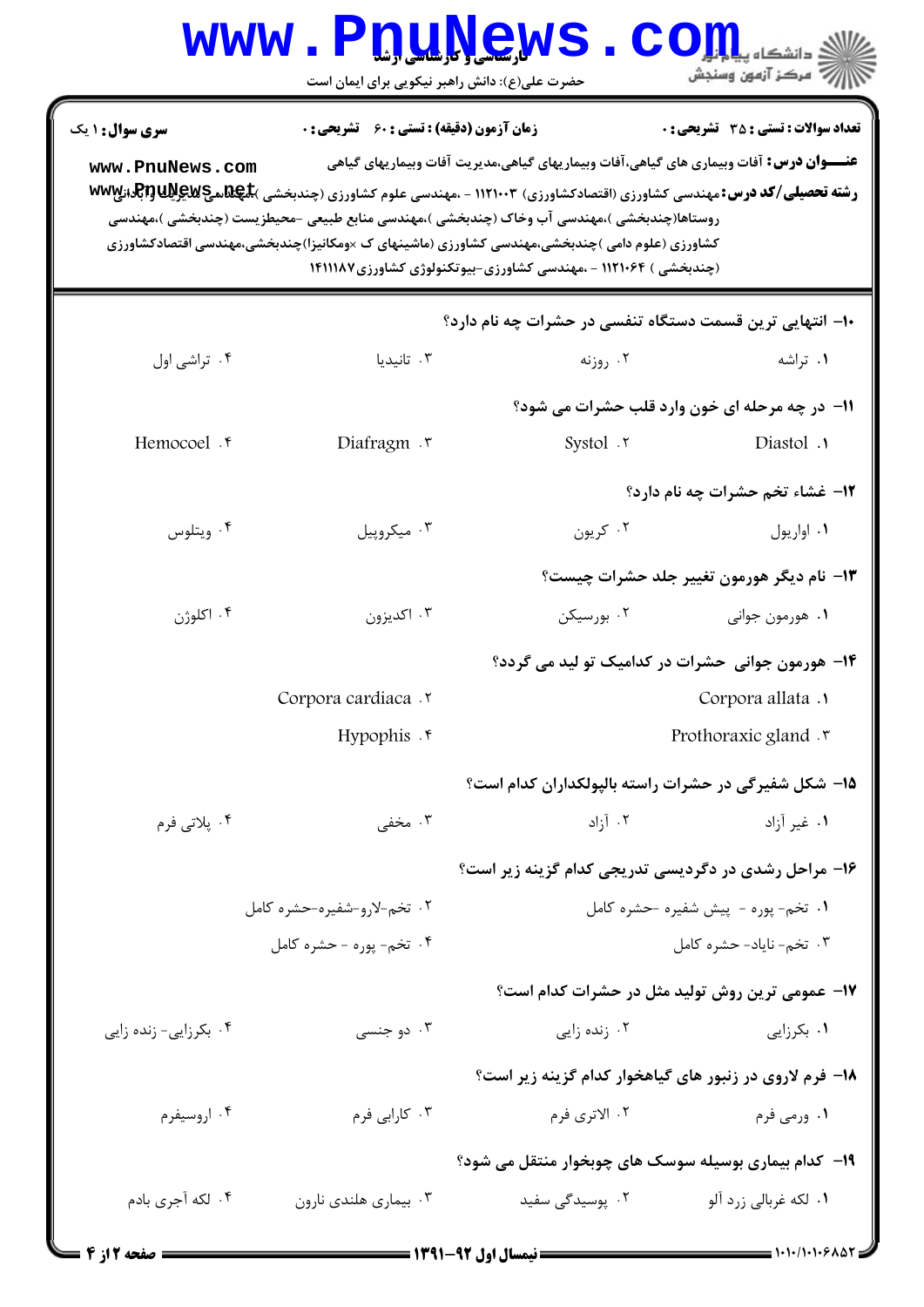**سری سوال:** ۱ یک

**زمان آزمون (دقیقه) : تستی : ۶۰ تشریحی : ۰**

**تعداد سوالات : تستی : ۳۵ تشریحی : ۰**

**عنـــوان درس:** آفات وبیماری های گیاهی،آفات وبیماریهای گیاهی،مدیریت آفات وبیماریهای گیاهی

**رشته تحصیلی/کد درس:** مهندسی کشاورزی (اقتصادکشاورزی) ۱۱۲۱۰۰۳ - ،مهندسی علوم کشاورزی (چندبخشی )،مهندسی عمران وآبادانی روستاها(چندبخشی )،مهندسی آب وخاک (چندبخشی )،مهندسی منابع طبیعی -محیطزیست (چندبخشی )،مهندسی کشاورزی (علوم دامی )چندبخشی،مهندسی کشاورزی (ماشینهای ک ×ومکانیزا)چندبخشی،مهندسی اقتصادکشاورزی (چندبخشی ) ۱۱۲۱۰۶۴ - ،مهندسی کشاورزی-بیوتکنولوژی کشاورزی۱۴۱۱۱۸۷

**۱۰- انتهایی ترین قسمت دستگاه تنفسی در حشرات چه نام دارد؟**

۱. تراشه
۲. روزنه
۳. تانیدیا
۴. تراشی اول

**۱۱- در چه مرحله ای خون وارد قلب حشرات می شود؟**

۱. Diastol
۲. Systol
۳. Diafragm
۴. Hemocoel

**۱۲- غشاء تخم حشرات چه نام دارد؟**

۱. اواریول
۲. کریون
۳. میکروپیل
۴. ویتلوس

**۱۳- نام دیگر هورمون تغییر جلد حشرات چیست؟**

۱. هورمون جوانی
۲. بورسیکن
۳. اکدیزون
۴. اکلوژن

**۱۴- هورمون جوانی حشرات در کدامیک تو لید می گردد؟**

۱. Corpora allata
۲. Corpora cardiaca
۳. Prothoraxic gland
۴. Hypophis

**۱۵- شکل شفیرگی در حشرات راسته بالپولکداران کدام است؟**

۱. غیر آزاد
۲. آزاد
۳. مخفی
۴. پلاتی فرم

**۱۶- مراحل رشدی در دگردیسی تدریجی کدام گزینه زیر است؟**

۱. تخم- پوره - پیش شفیره -حشره کامل
۲. تخم-لارو-شفیره-حشره کامل
۳. تخم- نایاد- حشره کامل
۴. تخم- پوره - حشره کامل

**۱۷- عمومی ترین روش تولید مثل در حشرات کدام است؟**

۱. بکرزایی
۲. زنده زایی
۳. دو جنسی
۴. بکرزایی- زنده زایی

**۱۸- فرم لاروی در زنبور های گیاهخوار کدام گزینه زیر است؟**

۱. ورمی فرم
۲. الاتری فرم
۳. کارابی فرم
۴. اروسیفرم

**۱۹- کدام بیماری بوسیله سوسک های چوبخوار منتقل می شود؟**

۱. لکه غربالی زرد آلو
۲. پوسیدگی سفید
۳. بیماری هلندی نارون
۴. لکه آجری بادم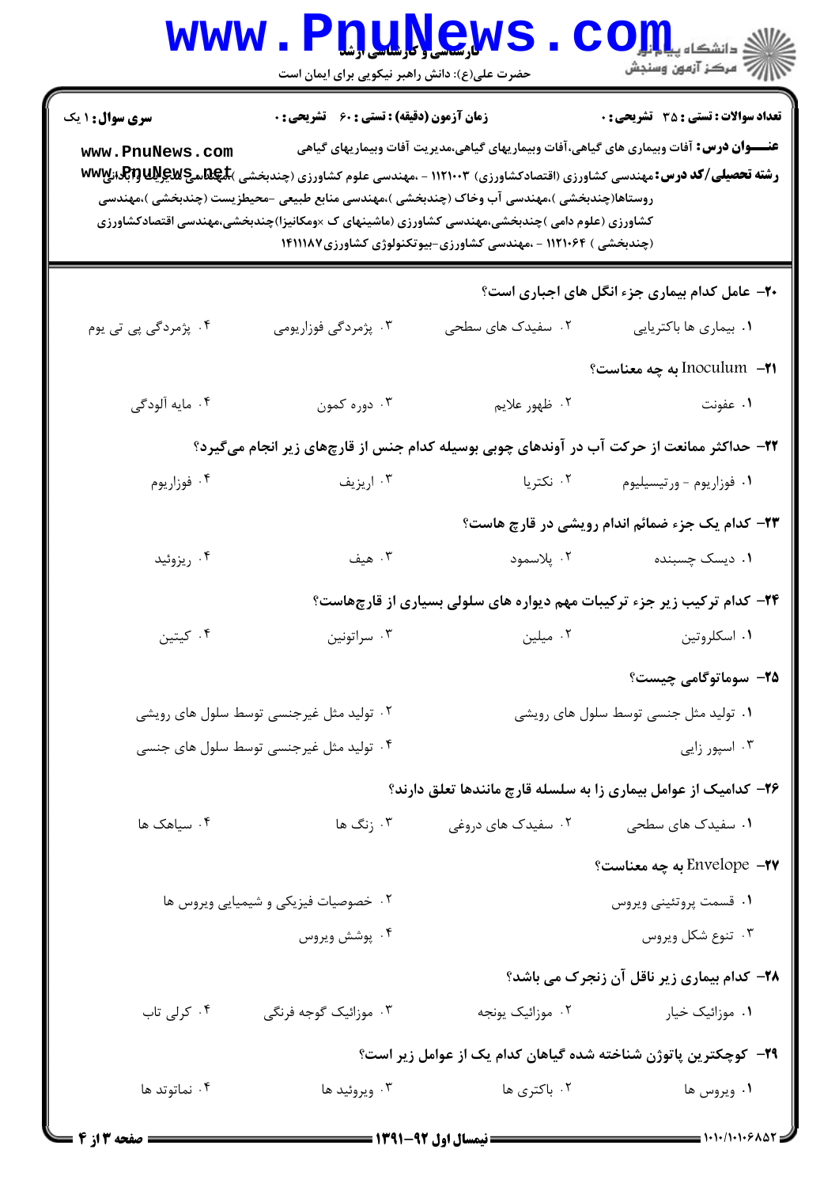**سری سوال:** ۱ یک　　**زمان آزمون (دقیقه) : تستی : ۶۰ تشریحی : ۰**　　**تعداد سوالات : تستی : ۳۵ تشریحی : ۰**

**عنـــوان درس:** آفات وبیماری های گیاهی،آفات وبیماریهای گیاهی،مدیریت آفات وبیماریهای گیاهی

**رشته تحصیلی/کد درس:** مهندسی کشاورزی (اقتصادکشاورزی) ۱۱۲۱۰۰۳ - ،مهندسی علوم کشاورزی (چندبخشی )،مهندسی عمران وآبادانی روستاها(چندبخشی )،مهندسی آب وخاک (چندبخشی )،مهندسی منابع طبیعی -محیطزیست (چندبخشی )،مهندسی کشاورزی (علوم دامی )چندبخشی،مهندسی کشاورزی (ماشینهای ک ×ومکانیزا)چندبخشی،مهندسی اقتصادکشاورزی (چندبخشی ) ۱۱۲۱۰۶۴ - ،مهندسی کشاورزی-بیوتکنولوژی کشاورزی۱۴۱۱۱۸۷

**۲۰- عامل کدام بیماری جزء انگل های اجباری است؟**

۱. بیماری ها باکتریایی　　۲. سفیدک های سطحی　　۳. پژمردگی فوزاریومی　　۴. پژمردگی پی تی یوم

**۲۱- Inoculum به چه معناست؟**

۱. عفونت　　۲. ظهور علایم　　۳. دوره کمون　　۴. مایه آلودگی

**۲۲- حداکثر ممانعت از حرکت آب در آوندهای چوبی بوسیله کدام جنس از قارچهای زیر انجام میگیرد؟**

۱. فوزاریوم - ورتیسیلیوم　　۲. نکتریا　　۳. اریزیف　　۴. فوزاریوم

**۲۳- کدام یک جزء ضمائم اندام رویشی در قارچ هاست؟**

۱. دیسک چسبنده　　۲. پلاسمود　　۳. هیف　　۴. ریزوئید

**۲۴- کدام ترکیب زیر جزء ترکیبات مهم دیواره های سلولی بسیاری از قارچهاست؟**

۱. اسکلروتین　　۲. میلین　　۳. سراتونین　　۴. کیتین

**۲۵- سوماتوگامی چیست؟**

۱. تولید مثل جنسی توسط سلول های رویشی　　۲. تولید مثل غیرجنسی توسط سلول های رویشی

۳. اسپور زایی　　۴. تولید مثل غیرجنسی توسط سلول های جنسی

**۲۶- کدامیک از عوامل بیماری زا به سلسله قارچ مانندها تعلق دارند؟**

۱. سفیدک های سطحی　　۲. سفیدک های دروغی　　۳. زنگ ها　　۴. سیاهک ها

**۲۷- Envelope به چه معناست؟**

۱. قسمت پروتئینی ویروس　　۲. خصوصیات فیزیکی و شیمیایی ویروس ها

۳. تنوع شکل ویروس　　۴. پوشش ویروس

**۲۸- کدام بیماری زیر ناقل آن زنجرک می باشد؟**

۱. موزائیک خیار　　۲. موزائیک یونجه　　۳. موزائیک گوجه فرنگی　　۴. کرلی تاب

**۲۹- کوچکترین پاتوژن شناخته شده گیاهان کدام یک از عوامل زیر است؟**

۱. ویروس ها　　۲. باکتری ها　　۳. ویروئید ها　　۴. نماتودها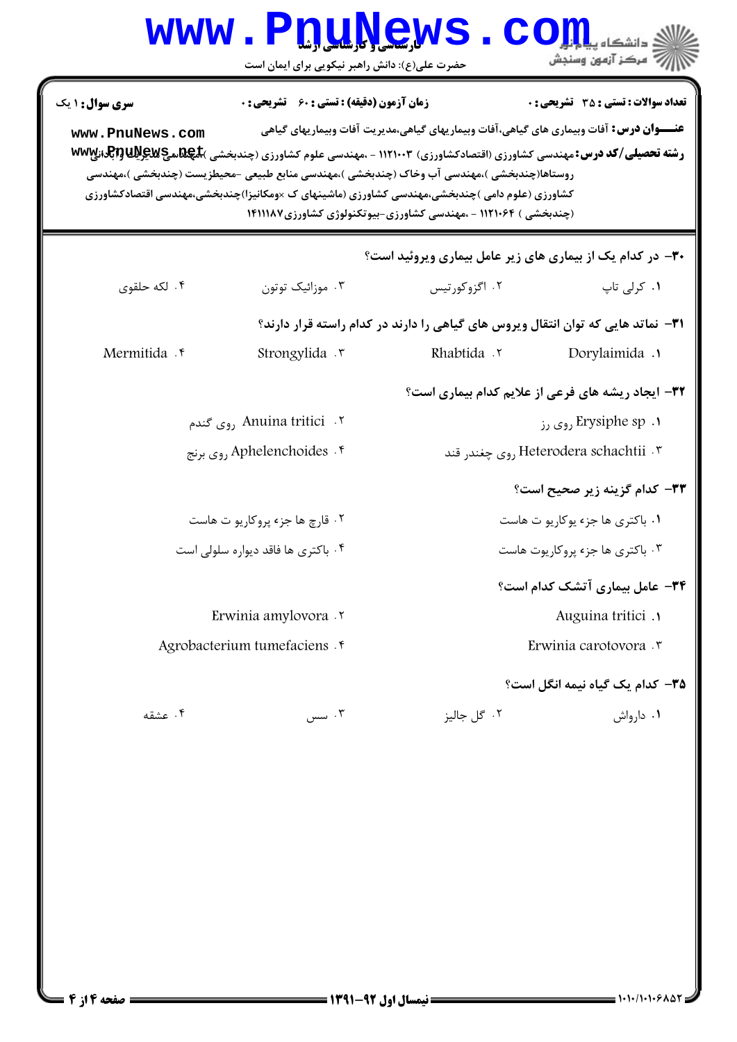سری سوال: ۱ یک

زمان آزمون (دقیقه) : تستی : ۶۰ تشریحی : ۰

تعداد سوالات : تستی : ۳۵ تشریحی : ۰

**عنـــوان درس:** آفات وبیماری های گیاهی،آفات وبیماریهای گیاهی،مدیریت آفات وبیماریهای گیاهی

**رشته تحصیلی/کد درس:** مهندسی کشاورزی (اقتصادکشاورزی) ۱۱۲۱۰۰۳ - ،مهندسی علوم کشاورزی (چندبخشی )،مهندسی مدیریت و آبادانی روستاها(چندبخشی )،مهندسی آب وخاک (چندبخشی )،مهندسی منابع طبیعی -محیطزیست (چندبخشی )،مهندسی کشاورزی (علوم دامی )چندبخشی،مهندسی کشاورزی (ماشینهای ک ×ومکانیزا)چندبخشی،مهندسی اقتصادکشاورزی (چندبخشی ) ۱۱۲۱۰۶۴ - ،مهندسی کشاورزی-بیوتکنولوژی کشاورزی۱۴۱۱۱۸۷

**۳۰- در کدام یک از بیماری های زیر عامل بیماری ویروئید است؟**

۱. کرلی تاپ
۲. اگزوکورتیس
۳. موزائیک توتون
۴. لکه حلقوی

**۳۱- نماتد هایی که توان انتقال ویروس های گیاهی را دارند در کدام راسته قرار دارند؟**

۱. Dorylaimida
۲. Rhabtida
۳. Strongylida
۴. Mermitida

**۳۲- ایجاد ریشه های فرعی از علایم کدام بیماری است؟**

۱. Erysiphe sp روی رز
۲. Anuina tritici روی گندم
۳. Heterodera schachtii روی چغندر قند
۴. Aphelenchoides روی برنج

**۳۳- کدام گزینه زیر صحیح است؟**

۱. باکتری ها جزء یوکاریو ت هاست
۲. قارچ ها جزء پروکاریو ت هاست
۳. باکتری ها جزء پروکاریوت هاست
۴. باکتری ها فاقد دیواره سلولی است

**۳۴- عامل بیماری آتشک کدام است؟**

۱. Auguina tritici
۲. Erwinia amylovora
۳. Erwinia carotovora
۴. Agrobacterium tumefaciens

**۳۵- کدام یک گیاه نیمه انگل است؟**

۱. دارواش
۲. گل جالیز
۳. سس
۴. عشقه